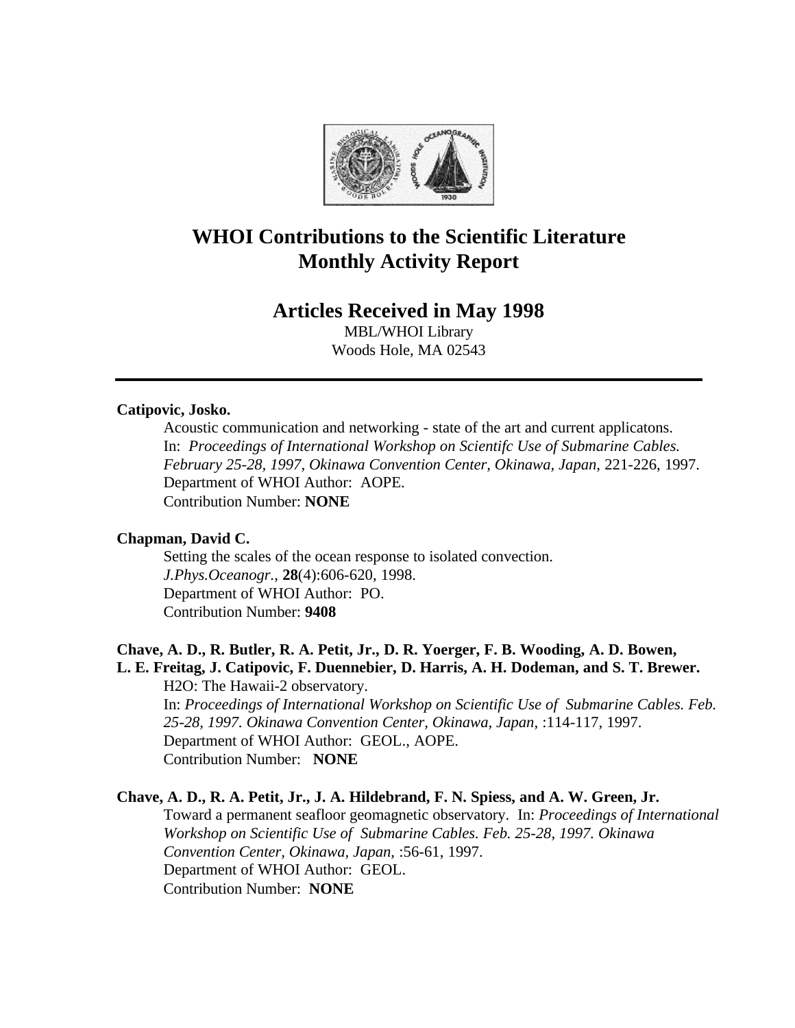# WHOI Contributions to the Scientific Literature
# Monthly Activity Report

## Articles Received in May 1998

MBL/WHOI Library
Woods Hole, MA 02543

---

**Catipovic, Josko.**

Acoustic communication and networking - state of the art and current applicatons. In: *Proceedings of International Workshop on Scientifc Use of Submarine Cables. February 25-28, 1997, Okinawa Convention Center, Okinawa, Japan*, 221-226, 1997.
Department of WHOI Author: AOPE.
Contribution Number: **NONE**

**Chapman, David C.**

Setting the scales of the ocean response to isolated convection.
*J.Phys.Oceanogr.*, **28**(4):606-620, 1998.
Department of WHOI Author: PO.
Contribution Number: **9408**

**Chave, A. D., R. Butler, R. A. Petit, Jr., D. R. Yoerger, F. B. Wooding, A. D. Bowen, L. E. Freitag, J. Catipovic, F. Duennebier, D. Harris, A. H. Dodeman, and S. T. Brewer.**

H2O: The Hawaii-2 observatory.
In: *Proceedings of International Workshop on Scientific Use of Submarine Cables. Feb. 25-28, 1997. Okinawa Convention Center, Okinawa, Japan*, :114-117, 1997.
Department of WHOI Author: GEOL., AOPE.
Contribution Number: **NONE**

**Chave, A. D., R. A. Petit, Jr., J. A. Hildebrand, F. N. Spiess, and A. W. Green, Jr.**

Toward a permanent seafloor geomagnetic observatory. In: *Proceedings of International Workshop on Scientific Use of Submarine Cables. Feb. 25-28, 1997. Okinawa Convention Center, Okinawa, Japan*, :56-61, 1997.
Department of WHOI Author: GEOL.
Contribution Number: **NONE**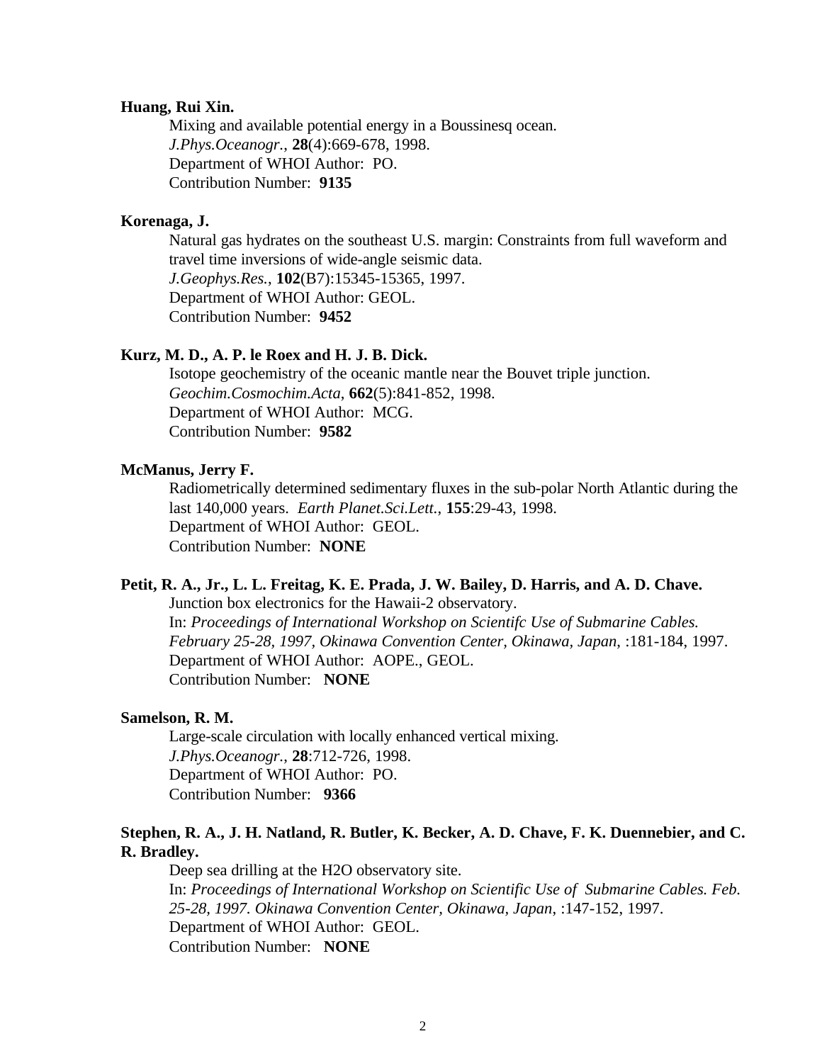**Huang, Rui Xin.**

Mixing and available potential energy in a Boussinesq ocean.
*J.Phys.Oceanogr.*, **28**(4):669-678, 1998.
Department of WHOI Author: PO.
Contribution Number: **9135**

**Korenaga, J.**

Natural gas hydrates on the southeast U.S. margin: Constraints from full waveform and travel time inversions of wide-angle seismic data.
*J.Geophys.Res.*, **102**(B7):15345-15365, 1997.
Department of WHOI Author: GEOL.
Contribution Number: **9452**

**Kurz, M. D., A. P. le Roex and H. J. B. Dick.**

Isotope geochemistry of the oceanic mantle near the Bouvet triple junction.
*Geochim.Cosmochim.Acta*, **662**(5):841-852, 1998.
Department of WHOI Author: MCG.
Contribution Number: **9582**

**McManus, Jerry F.**

Radiometrically determined sedimentary fluxes in the sub-polar North Atlantic during the last 140,000 years. *Earth Planet.Sci.Lett.*, **155**:29-43, 1998.
Department of WHOI Author: GEOL.
Contribution Number: **NONE**

**Petit, R. A., Jr., L. L. Freitag, K. E. Prada, J. W. Bailey, D. Harris, and A. D. Chave.**

Junction box electronics for the Hawaii-2 observatory.
In: *Proceedings of International Workshop on Scientifc Use of Submarine Cables. February 25-28, 1997, Okinawa Convention Center, Okinawa, Japan*, :181-184, 1997.
Department of WHOI Author: AOPE., GEOL.
Contribution Number: **NONE**

**Samelson, R. M.**

Large-scale circulation with locally enhanced vertical mixing.
*J.Phys.Oceanogr.*, **28**:712-726, 1998.
Department of WHOI Author: PO.
Contribution Number: **9366**

**Stephen, R. A., J. H. Natland, R. Butler, K. Becker, A. D. Chave, F. K. Duennebier, and C. R. Bradley.**

Deep sea drilling at the H2O observatory site.
In: *Proceedings of International Workshop on Scientific Use of Submarine Cables. Feb. 25-28, 1997. Okinawa Convention Center, Okinawa, Japan*, :147-152, 1997.
Department of WHOI Author: GEOL.
Contribution Number: **NONE**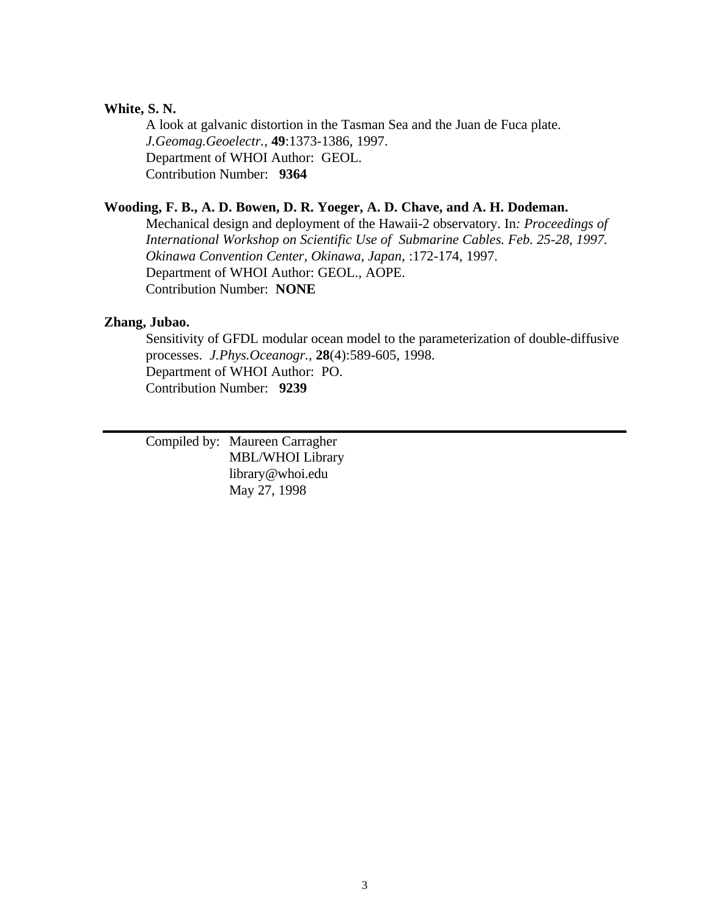**White, S. N.**

A look at galvanic distortion in the Tasman Sea and the Juan de Fuca plate. *J.Geomag.Geoelectr.*, **49**:1373-1386, 1997.
Department of WHOI Author: GEOL.
Contribution Number: **9364**

**Wooding, F. B., A. D. Bowen, D. R. Yoeger, A. D. Chave, and A. H. Dodeman.**

Mechanical design and deployment of the Hawaii-2 observatory. In*: Proceedings of International Workshop on Scientific Use of Submarine Cables. Feb. 25-28, 1997. Okinawa Convention Center, Okinawa, Japan*, :172-174, 1997.
Department of WHOI Author: GEOL., AOPE.
Contribution Number: **NONE**

**Zhang, Jubao.**

Sensitivity of GFDL modular ocean model to the parameterization of double-diffusive processes. *J.Phys.Oceanogr.*, **28**(4):589-605, 1998.
Department of WHOI Author: PO.
Contribution Number: **9239**

---

Compiled by: Maureen Carragher
MBL/WHOI Library
library@whoi.edu
May 27, 1998